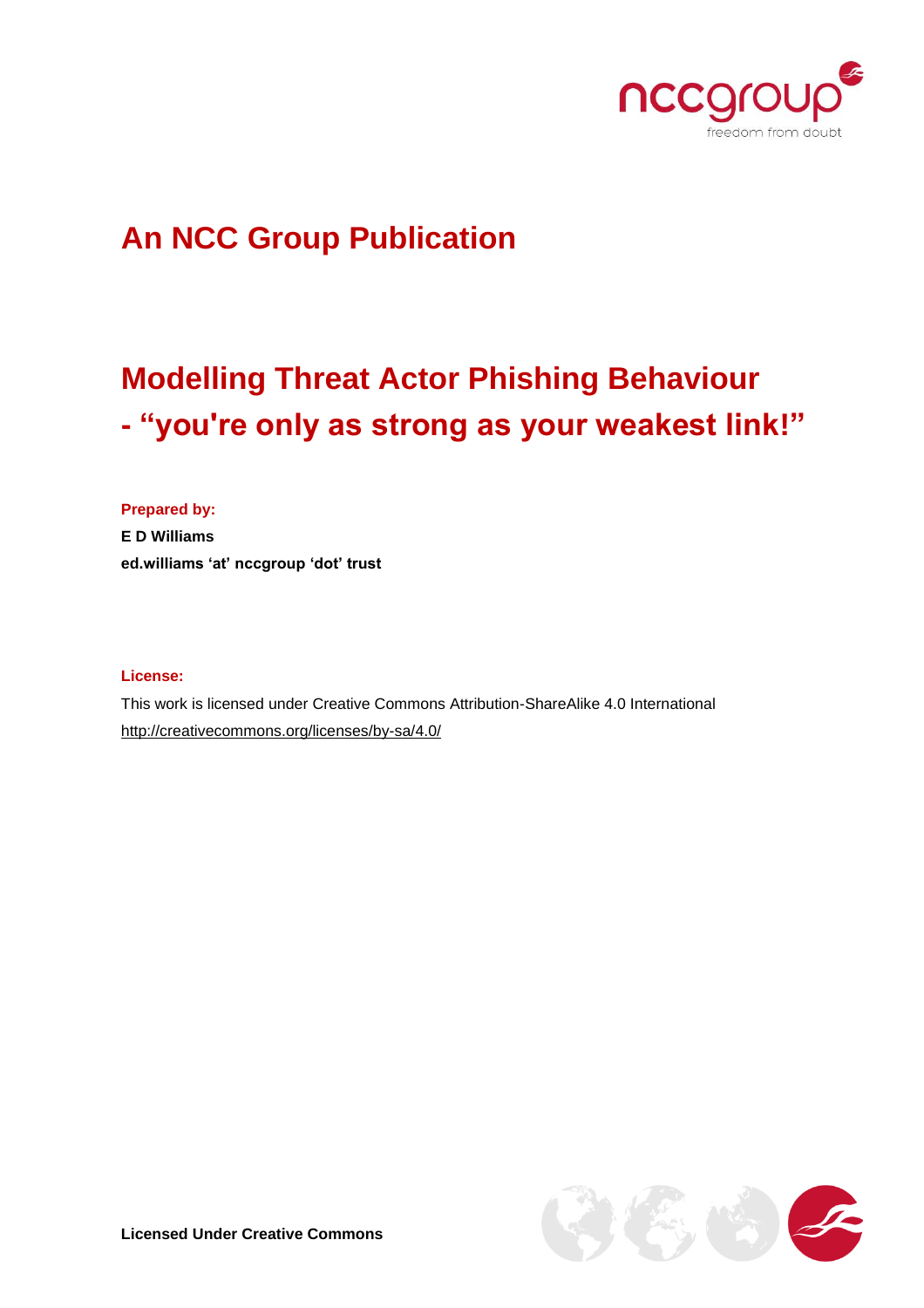## An NCC Group Publication

# Modelling Threat Actor Phishing Behaviour - "you're only as strong as your weakest link!"

**Prepared by:**

**E D Williams**

**ed.williams 'at' nccgroup 'dot' trust**

**License:**

This work is licensed under Creative Commons Attribution-ShareAlike 4.0 International

http://creativecommons.org/licenses/by-sa/4.0/

**Licensed Under Creative Commons**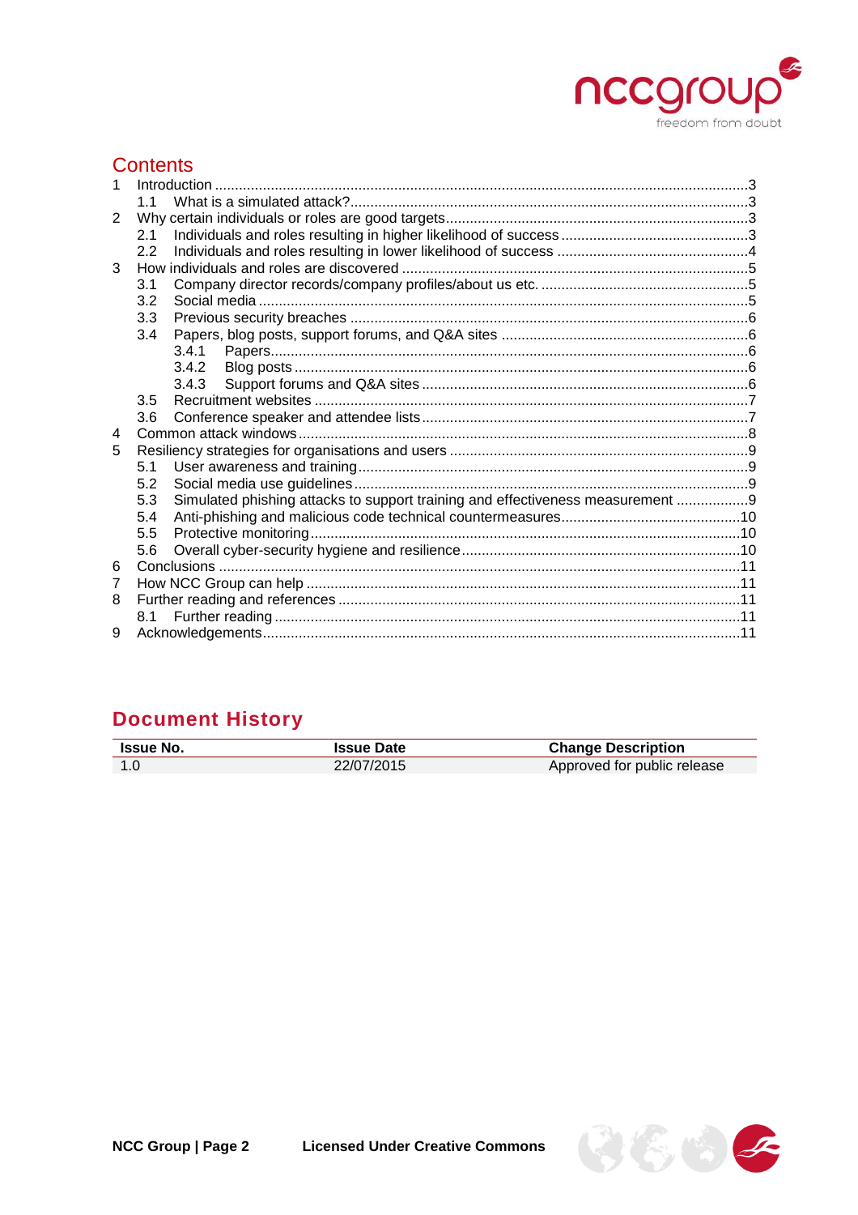## Contents

1 Introduction ..... 3
  1.1 What is a simulated attack? ..... 3
2 Why certain individuals or roles are good targets ..... 3
  2.1 Individuals and roles resulting in higher likelihood of success ..... 3
  2.2 Individuals and roles resulting in lower likelihood of success ..... 4
3 How individuals and roles are discovered ..... 5
  3.1 Company director records/company profiles/about us etc. ..... 5
  3.2 Social media ..... 5
  3.3 Previous security breaches ..... 6
  3.4 Papers, blog posts, support forums, and Q&A sites ..... 6
    3.4.1 Papers ..... 6
    3.4.2 Blog posts ..... 6
    3.4.3 Support forums and Q&A sites ..... 6
  3.5 Recruitment websites ..... 7
  3.6 Conference speaker and attendee lists ..... 7
4 Common attack windows ..... 8
5 Resiliency strategies for organisations and users ..... 9
  5.1 User awareness and training ..... 9
  5.2 Social media use guidelines ..... 9
  5.3 Simulated phishing attacks to support training and effectiveness measurement ..... 9
  5.4 Anti-phishing and malicious code technical countermeasures ..... 10
  5.5 Protective monitoring ..... 10
  5.6 Overall cyber-security hygiene and resilience ..... 10
6 Conclusions ..... 11
7 How NCC Group can help ..... 11
8 Further reading and references ..... 11
  8.1 Further reading ..... 11
9 Acknowledgements ..... 11

## Document History

| Issue No. | Issue Date | Change Description |
|---|---|---|
| 1.0 | 22/07/2015 | Approved for public release |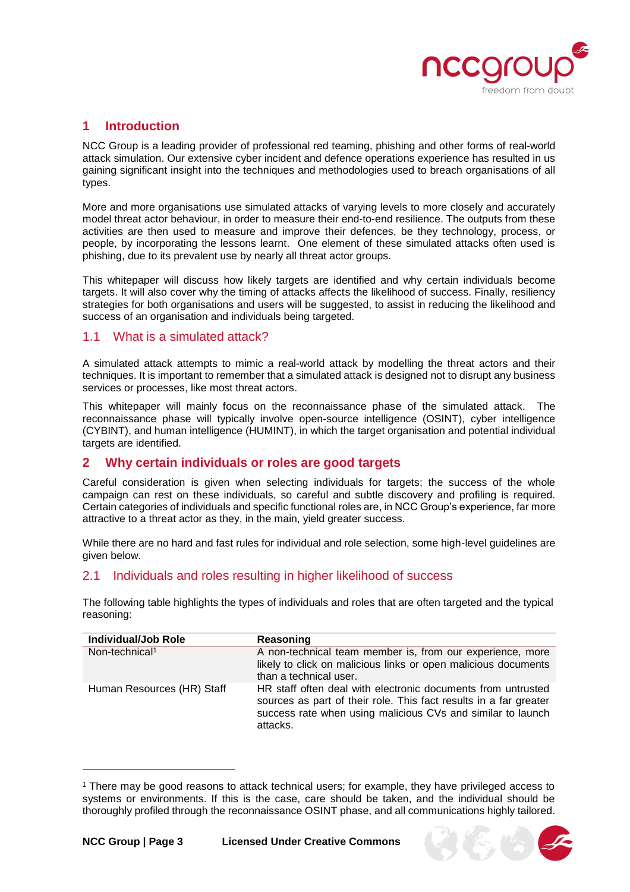# 1 Introduction

NCC Group is a leading provider of professional red teaming, phishing and other forms of real-world attack simulation. Our extensive cyber incident and defence operations experience has resulted in us gaining significant insight into the techniques and methodologies used to breach organisations of all types.

More and more organisations use simulated attacks of varying levels to more closely and accurately model threat actor behaviour, in order to measure their end-to-end resilience. The outputs from these activities are then used to measure and improve their defences, be they technology, process, or people, by incorporating the lessons learnt. One element of these simulated attacks often used is phishing, due to its prevalent use by nearly all threat actor groups.

This whitepaper will discuss how likely targets are identified and why certain individuals become targets. It will also cover why the timing of attacks affects the likelihood of success. Finally, resiliency strategies for both organisations and users will be suggested, to assist in reducing the likelihood and success of an organisation and individuals being targeted.

## 1.1 What is a simulated attack?

A simulated attack attempts to mimic a real-world attack by modelling the threat actors and their techniques. It is important to remember that a simulated attack is designed not to disrupt any business services or processes, like most threat actors.

This whitepaper will mainly focus on the reconnaissance phase of the simulated attack. The reconnaissance phase will typically involve open-source intelligence (OSINT), cyber intelligence (CYBINT), and human intelligence (HUMINT), in which the target organisation and potential individual targets are identified.

# 2 Why certain individuals or roles are good targets

Careful consideration is given when selecting individuals for targets; the success of the whole campaign can rest on these individuals, so careful and subtle discovery and profiling is required. Certain categories of individuals and specific functional roles are, in NCC Group's experience, far more attractive to a threat actor as they, in the main, yield greater success.

While there are no hard and fast rules for individual and role selection, some high-level guidelines are given below.

## 2.1 Individuals and roles resulting in higher likelihood of success

The following table highlights the types of individuals and roles that are often targeted and the typical reasoning:

| Individual/Job Role | Reasoning |
|---|---|
| Non-technical[1] | A non-technical team member is, from our experience, more likely to click on malicious links or open malicious documents than a technical user. |
| Human Resources (HR) Staff | HR staff often deal with electronic documents from untrusted sources as part of their role. This fact results in a far greater success rate when using malicious CVs and similar to launch attacks. |

[1] There may be good reasons to attack technical users; for example, they have privileged access to systems or environments. If this is the case, care should be taken, and the individual should be thoroughly profiled through the reconnaissance OSINT phase, and all communications highly tailored.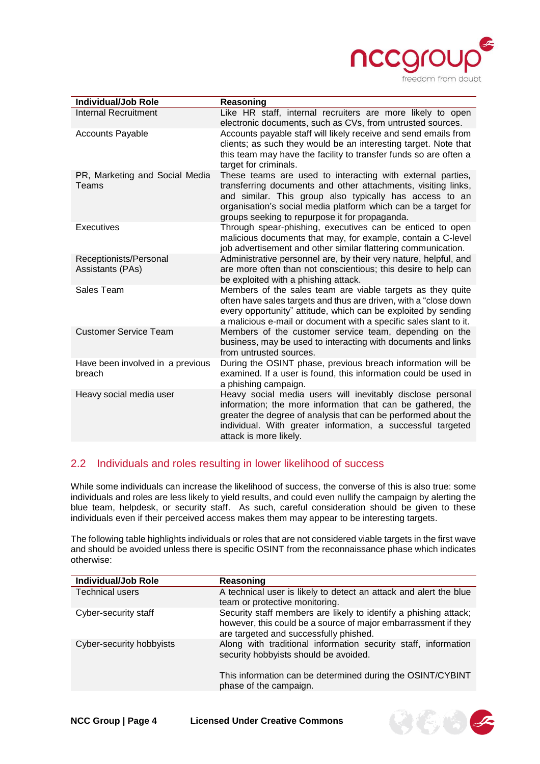| Individual/Job Role | Reasoning |
|---|---|
| Internal Recruitment | Like HR staff, internal recruiters are more likely to open electronic documents, such as CVs, from untrusted sources. |
| Accounts Payable | Accounts payable staff will likely receive and send emails from clients; as such they would be an interesting target. Note that this team may have the facility to transfer funds so are often a target for criminals. |
| PR, Marketing and Social Media Teams | These teams are used to interacting with external parties, transferring documents and other attachments, visiting links, and similar. This group also typically has access to an organisation's social media platform which can be a target for groups seeking to repurpose it for propaganda. |
| Executives | Through spear-phishing, executives can be enticed to open malicious documents that may, for example, contain a C-level job advertisement and other similar flattering communication. |
| Receptionists/Personal Assistants (PAs) | Administrative personnel are, by their very nature, helpful, and are more often than not conscientious; this desire to help can be exploited with a phishing attack. |
| Sales Team | Members of the sales team are viable targets as they quite often have sales targets and thus are driven, with a "close down every opportunity" attitude, which can be exploited by sending a malicious e-mail or document with a specific sales slant to it. |
| Customer Service Team | Members of the customer service team, depending on the business, may be used to interacting with documents and links from untrusted sources. |
| Have been involved in a previous breach | During the OSINT phase, previous breach information will be examined. If a user is found, this information could be used in a phishing campaign. |
| Heavy social media user | Heavy social media users will inevitably disclose personal information; the more information that can be gathered, the greater the degree of analysis that can be performed about the individual. With greater information, a successful targeted attack is more likely. |

## 2.2 Individuals and roles resulting in lower likelihood of success

While some individuals can increase the likelihood of success, the converse of this is also true: some individuals and roles are less likely to yield results, and could even nullify the campaign by alerting the blue team, helpdesk, or security staff. As such, careful consideration should be given to these individuals even if their perceived access makes them may appear to be interesting targets.

The following table highlights individuals or roles that are not considered viable targets in the first wave and should be avoided unless there is specific OSINT from the reconnaissance phase which indicates otherwise:

| Individual/Job Role | Reasoning |
|---|---|
| Technical users | A technical user is likely to detect an attack and alert the blue team or protective monitoring. |
| Cyber-security staff | Security staff members are likely to identify a phishing attack; however, this could be a source of major embarrassment if they are targeted and successfully phished. |
| Cyber-security hobbyists | Along with traditional information security staff, information security hobbyists should be avoided.<br><br>This information can be determined during the OSINT/CYBINT phase of the campaign. |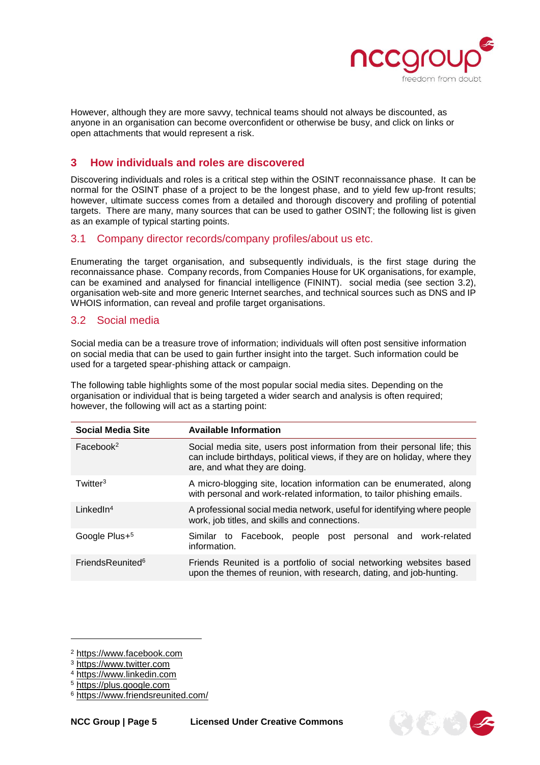However, although they are more savvy, technical teams should not always be discounted, as anyone in an organisation can become overconfident or otherwise be busy, and click on links or open attachments that would represent a risk.

## 3 How individuals and roles are discovered

Discovering individuals and roles is a critical step within the OSINT reconnaissance phase. It can be normal for the OSINT phase of a project to be the longest phase, and to yield few up-front results; however, ultimate success comes from a detailed and thorough discovery and profiling of potential targets. There are many, many sources that can be used to gather OSINT; the following list is given as an example of typical starting points.

### 3.1 Company director records/company profiles/about us etc.

Enumerating the target organisation, and subsequently individuals, is the first stage during the reconnaissance phase. Company records, from Companies House for UK organisations, for example, can be examined and analysed for financial intelligence (FININT). social media (see section 3.2), organisation web-site and more generic Internet searches, and technical sources such as DNS and IP WHOIS information, can reveal and profile target organisations.

### 3.2 Social media

Social media can be a treasure trove of information; individuals will often post sensitive information on social media that can be used to gain further insight into the target. Such information could be used for a targeted spear-phishing attack or campaign.

The following table highlights some of the most popular social media sites. Depending on the organisation or individual that is being targeted a wider search and analysis is often required; however, the following will act as a starting point:

| Social Media Site | Available Information |
|---|---|
| Facebook[2] | Social media site, users post information from their personal life; this can include birthdays, political views, if they are on holiday, where they are, and what they are doing. |
| Twitter[3] | A micro-blogging site, location information can be enumerated, along with personal and work-related information, to tailor phishing emails. |
| LinkedIn[4] | A professional social media network, useful for identifying where people work, job titles, and skills and connections. |
| Google Plus+[5] | Similar to Facebook, people post personal and work-related information. |
| FriendsReunited[6] | Friends Reunited is a portfolio of social networking websites based upon the themes of reunion, with research, dating, and job-hunting. |

[2] https://www.facebook.com
[3] https://www.twitter.com
[4] https://www.linkedin.com
[5] https://plus.google.com
[6] https://www.friendsreunited.com/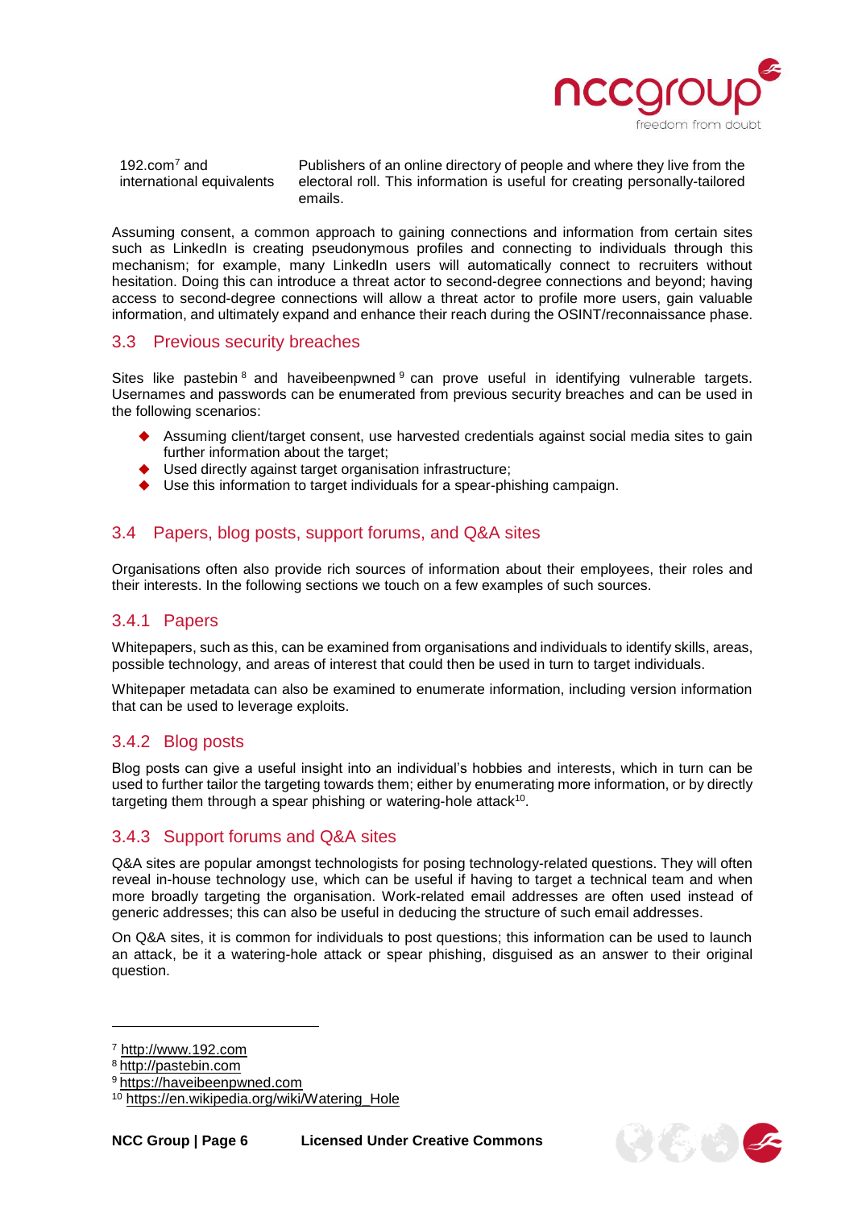| | |
|---|---|
| 192.com[7] and international equivalents | Publishers of an online directory of people and where they live from the electoral roll. This information is useful for creating personally-tailored emails. |

Assuming consent, a common approach to gaining connections and information from certain sites such as LinkedIn is creating pseudonymous profiles and connecting to individuals through this mechanism; for example, many LinkedIn users will automatically connect to recruiters without hesitation. Doing this can introduce a threat actor to second-degree connections and beyond; having access to second-degree connections will allow a threat actor to profile more users, gain valuable information, and ultimately expand and enhance their reach during the OSINT/reconnaissance phase.

## 3.3 Previous security breaches

Sites like pastebin[8] and haveibeenpwned[9] can prove useful in identifying vulnerable targets. Usernames and passwords can be enumerated from previous security breaches and can be used in the following scenarios:

- Assuming client/target consent, use harvested credentials against social media sites to gain further information about the target;
- Used directly against target organisation infrastructure;
- Use this information to target individuals for a spear-phishing campaign.

## 3.4 Papers, blog posts, support forums, and Q&A sites

Organisations often also provide rich sources of information about their employees, their roles and their interests. In the following sections we touch on a few examples of such sources.

### 3.4.1 Papers

Whitepapers, such as this, can be examined from organisations and individuals to identify skills, areas, possible technology, and areas of interest that could then be used in turn to target individuals.

Whitepaper metadata can also be examined to enumerate information, including version information that can be used to leverage exploits.

### 3.4.2 Blog posts

Blog posts can give a useful insight into an individual's hobbies and interests, which in turn can be used to further tailor the targeting towards them; either by enumerating more information, or by directly targeting them through a spear phishing or watering-hole attack[10].

### 3.4.3 Support forums and Q&A sites

Q&A sites are popular amongst technologists for posing technology-related questions. They will often reveal in-house technology use, which can be useful if having to target a technical team and when more broadly targeting the organisation. Work-related email addresses are often used instead of generic addresses; this can also be useful in deducing the structure of such email addresses.

On Q&A sites, it is common for individuals to post questions; this information can be used to launch an attack, be it a watering-hole attack or spear phishing, disguised as an answer to their original question.

---

[7] http://www.192.com

[8] http://pastebin.com

[9] https://haveibeenpwned.com

[10] https://en.wikipedia.org/wiki/Watering_Hole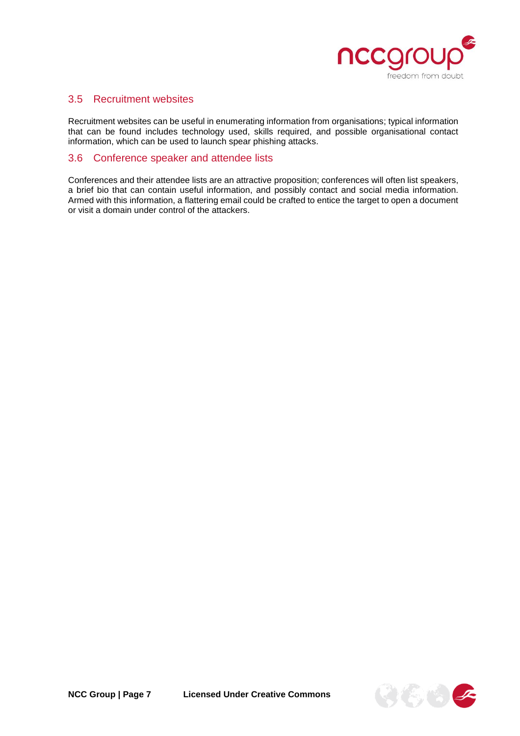## 3.5 Recruitment websites

Recruitment websites can be useful in enumerating information from organisations; typical information that can be found includes technology used, skills required, and possible organisational contact information, which can be used to launch spear phishing attacks.

## 3.6 Conference speaker and attendee lists

Conferences and their attendee lists are an attractive proposition; conferences will often list speakers, a brief bio that can contain useful information, and possibly contact and social media information. Armed with this information, a flattering email could be crafted to entice the target to open a document or visit a domain under control of the attackers.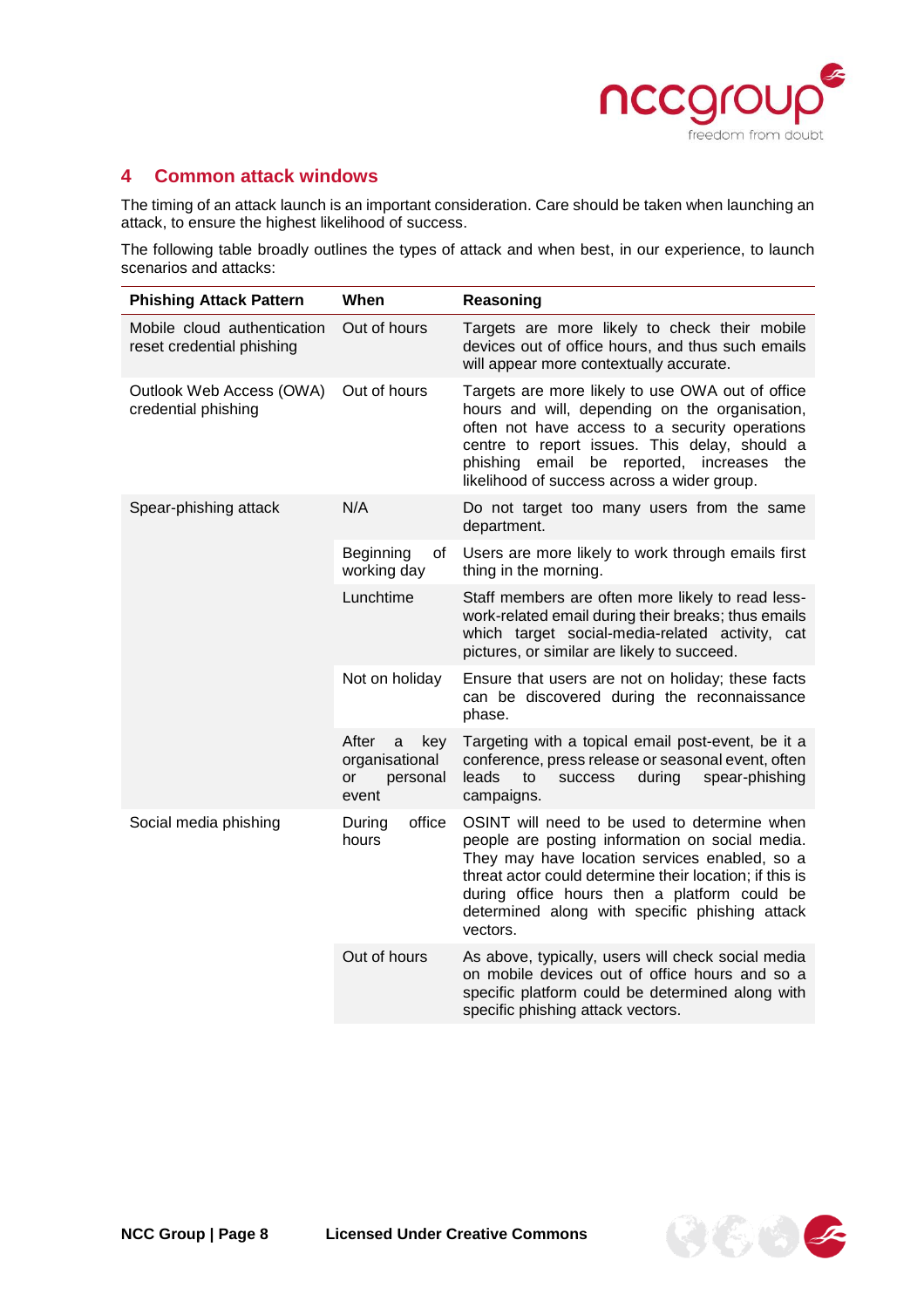## 4 Common attack windows

The timing of an attack launch is an important consideration. Care should be taken when launching an attack, to ensure the highest likelihood of success.

The following table broadly outlines the types of attack and when best, in our experience, to launch scenarios and attacks:

| Phishing Attack Pattern | When | Reasoning |
|---|---|---|
| Mobile cloud authentication reset credential phishing | Out of hours | Targets are more likely to check their mobile devices out of office hours, and thus such emails will appear more contextually accurate. |
| Outlook Web Access (OWA) credential phishing | Out of hours | Targets are more likely to use OWA out of office hours and will, depending on the organisation, often not have access to a security operations centre to report issues. This delay, should a phishing email be reported, increases the likelihood of success across a wider group. |
| Spear-phishing attack | N/A | Do not target too many users from the same department. |
| | Beginning of working day | Users are more likely to work through emails first thing in the morning. |
| | Lunchtime | Staff members are often more likely to read less-work-related email during their breaks; thus emails which target social-media-related activity, cat pictures, or similar are likely to succeed. |
| | Not on holiday | Ensure that users are not on holiday; these facts can be discovered during the reconnaissance phase. |
| | After a key organisational or personal event | Targeting with a topical email post-event, be it a conference, press release or seasonal event, often leads to success during spear-phishing campaigns. |
| Social media phishing | During office hours | OSINT will need to be used to determine when people are posting information on social media. They may have location services enabled, so a threat actor could determine their location; if this is during office hours then a platform could be determined along with specific phishing attack vectors. |
| | Out of hours | As above, typically, users will check social media on mobile devices out of office hours and so a specific platform could be determined along with specific phishing attack vectors. |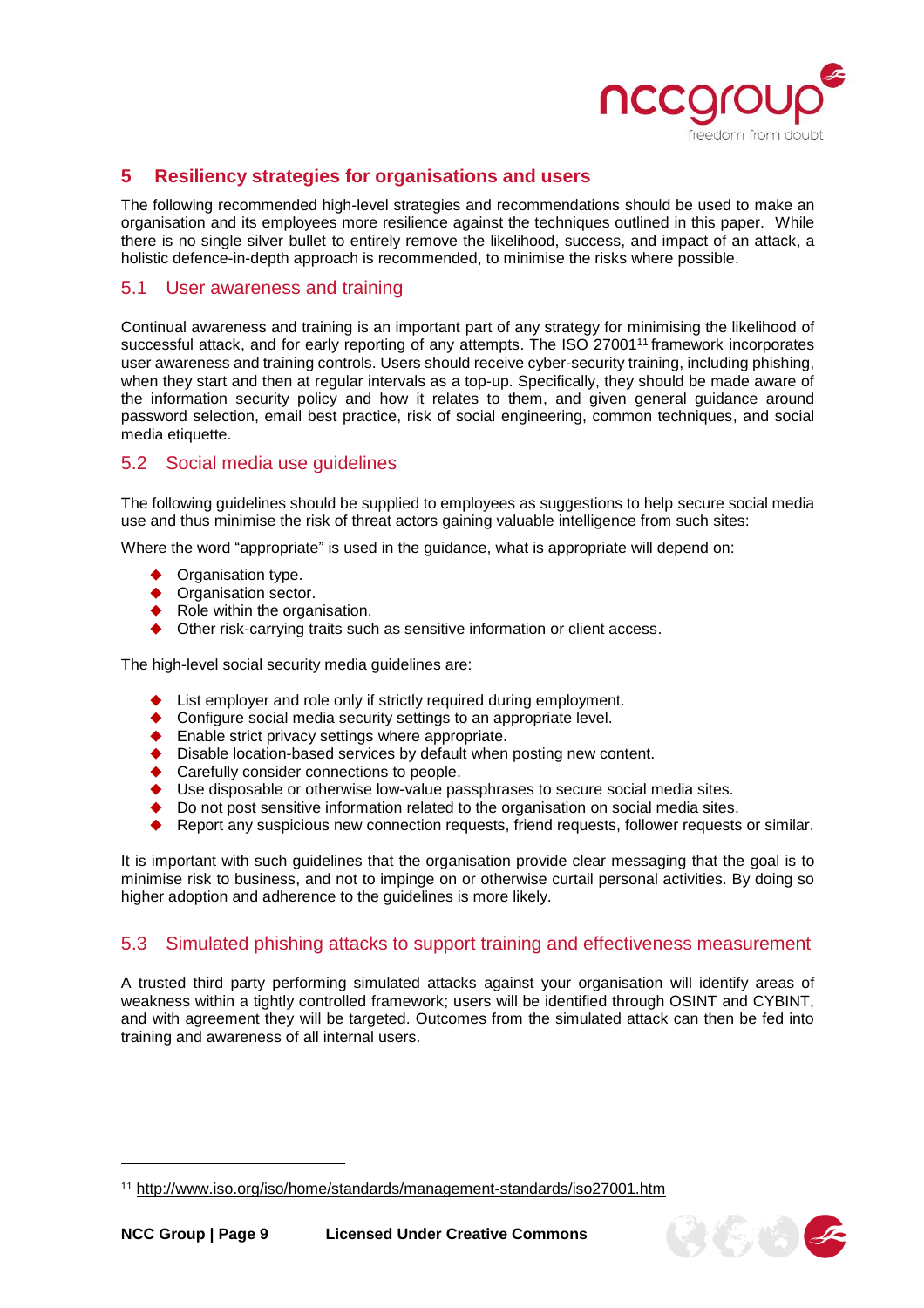## 5 Resiliency strategies for organisations and users

The following recommended high-level strategies and recommendations should be used to make an organisation and its employees more resilience against the techniques outlined in this paper. While there is no single silver bullet to entirely remove the likelihood, success, and impact of an attack, a holistic defence-in-depth approach is recommended, to minimise the risks where possible.

### 5.1 User awareness and training

Continual awareness and training is an important part of any strategy for minimising the likelihood of successful attack, and for early reporting of any attempts. The ISO 27001[11] framework incorporates user awareness and training controls. Users should receive cyber-security training, including phishing, when they start and then at regular intervals as a top-up. Specifically, they should be made aware of the information security policy and how it relates to them, and given general guidance around password selection, email best practice, risk of social engineering, common techniques, and social media etiquette.

### 5.2 Social media use guidelines

The following guidelines should be supplied to employees as suggestions to help secure social media use and thus minimise the risk of threat actors gaining valuable intelligence from such sites:

Where the word "appropriate" is used in the guidance, what is appropriate will depend on:

- Organisation type.
- Organisation sector.
- Role within the organisation.
- Other risk-carrying traits such as sensitive information or client access.

The high-level social security media guidelines are:

- List employer and role only if strictly required during employment.
- Configure social media security settings to an appropriate level.
- Enable strict privacy settings where appropriate.
- Disable location-based services by default when posting new content.
- Carefully consider connections to people.
- Use disposable or otherwise low-value passphrases to secure social media sites.
- Do not post sensitive information related to the organisation on social media sites.
- Report any suspicious new connection requests, friend requests, follower requests or similar.

It is important with such guidelines that the organisation provide clear messaging that the goal is to minimise risk to business, and not to impinge on or otherwise curtail personal activities. By doing so higher adoption and adherence to the guidelines is more likely.

### 5.3 Simulated phishing attacks to support training and effectiveness measurement

A trusted third party performing simulated attacks against your organisation will identify areas of weakness within a tightly controlled framework; users will be identified through OSINT and CYBINT, and with agreement they will be targeted. Outcomes from the simulated attack can then be fed into training and awareness of all internal users.

---

[11] http://www.iso.org/iso/home/standards/management-standards/iso27001.htm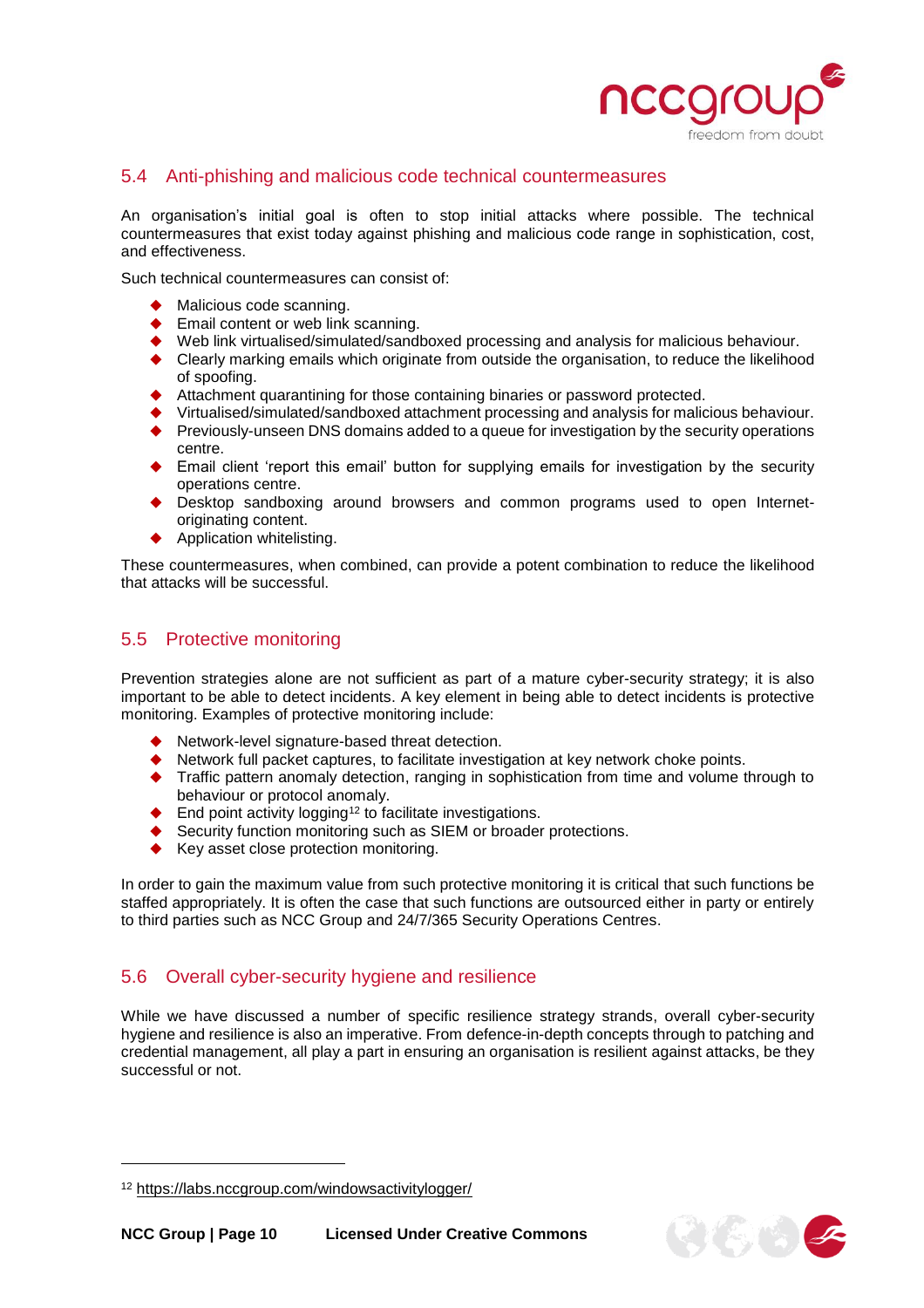## 5.4 Anti-phishing and malicious code technical countermeasures

An organisation's initial goal is often to stop initial attacks where possible. The technical countermeasures that exist today against phishing and malicious code range in sophistication, cost, and effectiveness.

Such technical countermeasures can consist of:

- Malicious code scanning.
- Email content or web link scanning.
- Web link virtualised/simulated/sandboxed processing and analysis for malicious behaviour.
- Clearly marking emails which originate from outside the organisation, to reduce the likelihood of spoofing.
- Attachment quarantining for those containing binaries or password protected.
- Virtualised/simulated/sandboxed attachment processing and analysis for malicious behaviour.
- Previously-unseen DNS domains added to a queue for investigation by the security operations centre.
- Email client 'report this email' button for supplying emails for investigation by the security operations centre.
- Desktop sandboxing around browsers and common programs used to open Internet-originating content.
- Application whitelisting.

These countermeasures, when combined, can provide a potent combination to reduce the likelihood that attacks will be successful.

## 5.5 Protective monitoring

Prevention strategies alone are not sufficient as part of a mature cyber-security strategy; it is also important to be able to detect incidents. A key element in being able to detect incidents is protective monitoring. Examples of protective monitoring include:

- Network-level signature-based threat detection.
- Network full packet captures, to facilitate investigation at key network choke points.
- Traffic pattern anomaly detection, ranging in sophistication from time and volume through to behaviour or protocol anomaly.
- End point activity logging[12] to facilitate investigations.
- Security function monitoring such as SIEM or broader protections.
- Key asset close protection monitoring.

In order to gain the maximum value from such protective monitoring it is critical that such functions be staffed appropriately. It is often the case that such functions are outsourced either in party or entirely to third parties such as NCC Group and 24/7/365 Security Operations Centres.

## 5.6 Overall cyber-security hygiene and resilience

While we have discussed a number of specific resilience strategy strands, overall cyber-security hygiene and resilience is also an imperative. From defence-in-depth concepts through to patching and credential management, all play a part in ensuring an organisation is resilient against attacks, be they successful or not.

---

[12] https://labs.nccgroup.com/windowsactivitylogger/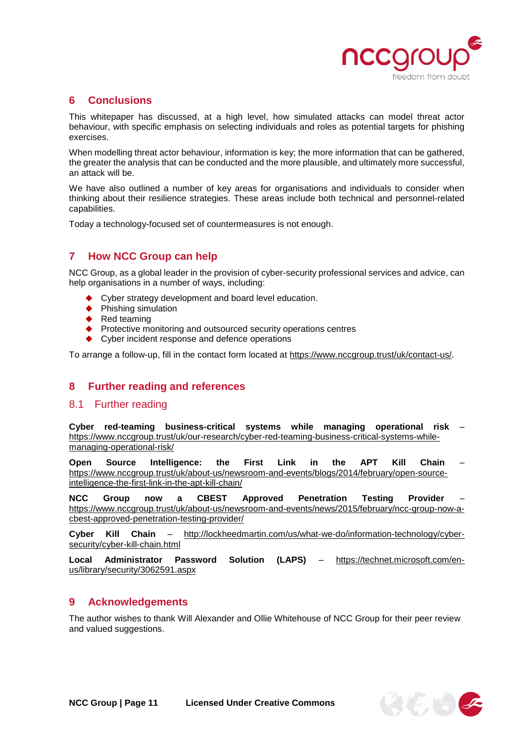## 6 Conclusions

This whitepaper has discussed, at a high level, how simulated attacks can model threat actor behaviour, with specific emphasis on selecting individuals and roles as potential targets for phishing exercises.

When modelling threat actor behaviour, information is key; the more information that can be gathered, the greater the analysis that can be conducted and the more plausible, and ultimately more successful, an attack will be.

We have also outlined a number of key areas for organisations and individuals to consider when thinking about their resilience strategies. These areas include both technical and personnel-related capabilities.

Today a technology-focused set of countermeasures is not enough.

## 7 How NCC Group can help

NCC Group, as a global leader in the provision of cyber-security professional services and advice, can help organisations in a number of ways, including:

- Cyber strategy development and board level education.
- Phishing simulation
- Red teaming
- Protective monitoring and outsourced security operations centres
- Cyber incident response and defence operations

To arrange a follow-up, fill in the contact form located at https://www.nccgroup.trust/uk/contact-us/.

## 8 Further reading and references

### 8.1 Further reading

**Cyber red-teaming business-critical systems while managing operational risk** – https://www.nccgroup.trust/uk/our-research/cyber-red-teaming-business-critical-systems-while-managing-operational-risk/

**Open Source Intelligence: the First Link in the APT Kill Chain** – https://www.nccgroup.trust/uk/about-us/newsroom-and-events/blogs/2014/february/open-source-intelligence-the-first-link-in-the-apt-kill-chain/

**NCC Group now a CBEST Approved Penetration Testing Provider** – https://www.nccgroup.trust/uk/about-us/newsroom-and-events/news/2015/february/ncc-group-now-a-cbest-approved-penetration-testing-provider/

**Cyber Kill Chain** – http://lockheedmartin.com/us/what-we-do/information-technology/cyber-security/cyber-kill-chain.html

**Local Administrator Password Solution (LAPS)** – https://technet.microsoft.com/en-us/library/security/3062591.aspx

## 9 Acknowledgements

The author wishes to thank Will Alexander and Ollie Whitehouse of NCC Group for their peer review and valued suggestions.